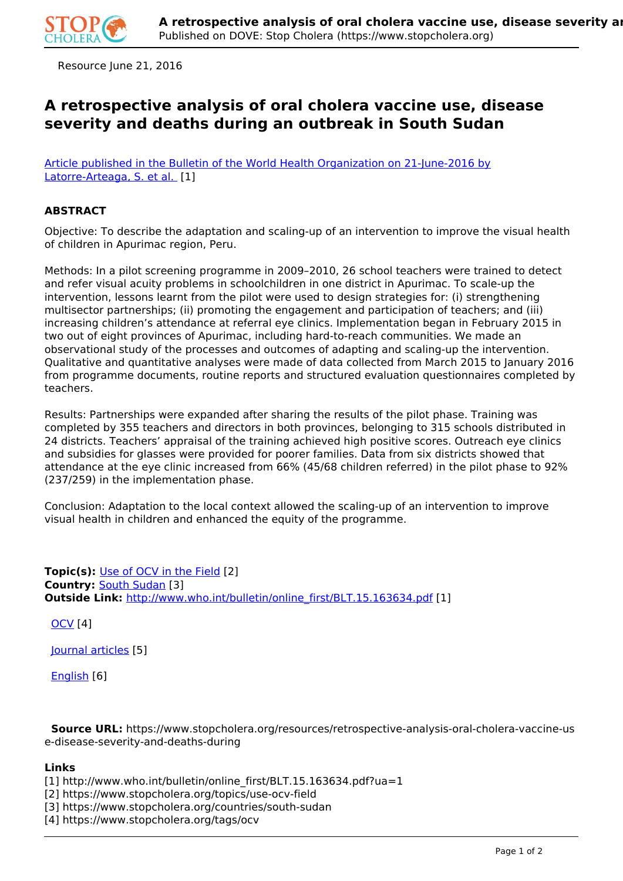Resource June 21, 2016

# A retrospective analysis of oral cholera vaccine use, disease severity and deaths during an outbreak in South Sudan

[Article published in the Bulletin of the World Health Organization on 21-June-2016 by Latorre-Arteaga, S. et al.](http://www.who.int/bulletin/online_first/BLT.15.163634.pdf?ua=1) [1]

**ABSTRACT**

Objective: To describe the adaptation and scaling-up of an intervention to improve the visual health of children in Apurimac region, Peru.

Methods: In a pilot screening programme in 2009–2010, 26 school teachers were trained to detect and refer visual acuity problems in schoolchildren in one district in Apurimac. To scale-up the intervention, lessons learnt from the pilot were used to design strategies for: (i) strengthening multisector partnerships; (ii) promoting the engagement and participation of teachers; and (iii) increasing children's attendance at referral eye clinics. Implementation began in February 2015 in two out of eight provinces of Apurimac, including hard-to-reach communities. We made an observational study of the processes and outcomes of adapting and scaling-up the intervention. Qualitative and quantitative analyses were made of data collected from March 2015 to January 2016 from programme documents, routine reports and structured evaluation questionnaires completed by teachers.

Results: Partnerships were expanded after sharing the results of the pilot phase. Training was completed by 355 teachers and directors in both provinces, belonging to 315 schools distributed in 24 districts. Teachers' appraisal of the training achieved high positive scores. Outreach eye clinics and subsidies for glasses were provided for poorer families. Data from six districts showed that attendance at the eye clinic increased from 66% (45/68 children referred) in the pilot phase to 92% (237/259) in the implementation phase.

Conclusion: Adaptation to the local context allowed the scaling-up of an intervention to improve visual health in children and enhanced the equity of the programme.

**Topic(s):** [Use of OCV in the Field](https://www.stopcholera.org/topics/use-ocv-field) [2]
**Country:** [South Sudan](https://www.stopcholera.org/countries/south-sudan) [3]
**Outside Link:** [http://www.who.int/bulletin/online_first/BLT.15.163634.pdf](http://www.who.int/bulletin/online_first/BLT.15.163634.pdf?ua=1) [1]

[OCV](https://www.stopcholera.org/tags/ocv) [4]

Journal articles [5]

English [6]

**Source URL:** https://www.stopcholera.org/resources/retrospective-analysis-oral-cholera-vaccine-use-disease-severity-and-deaths-during

**Links**
[1] http://www.who.int/bulletin/online_first/BLT.15.163634.pdf?ua=1
[2] https://www.stopcholera.org/topics/use-ocv-field
[3] https://www.stopcholera.org/countries/south-sudan
[4] https://www.stopcholera.org/tags/ocv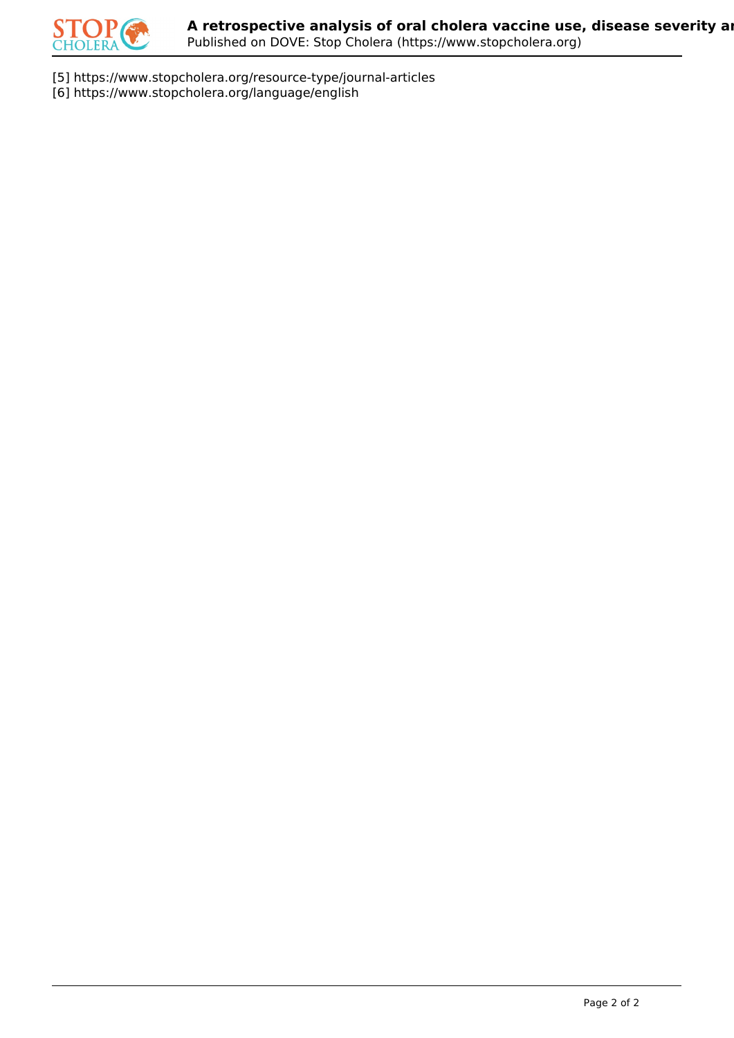[5] https://www.stopcholera.org/resource-type/journal-articles
[6] https://www.stopcholera.org/language/english